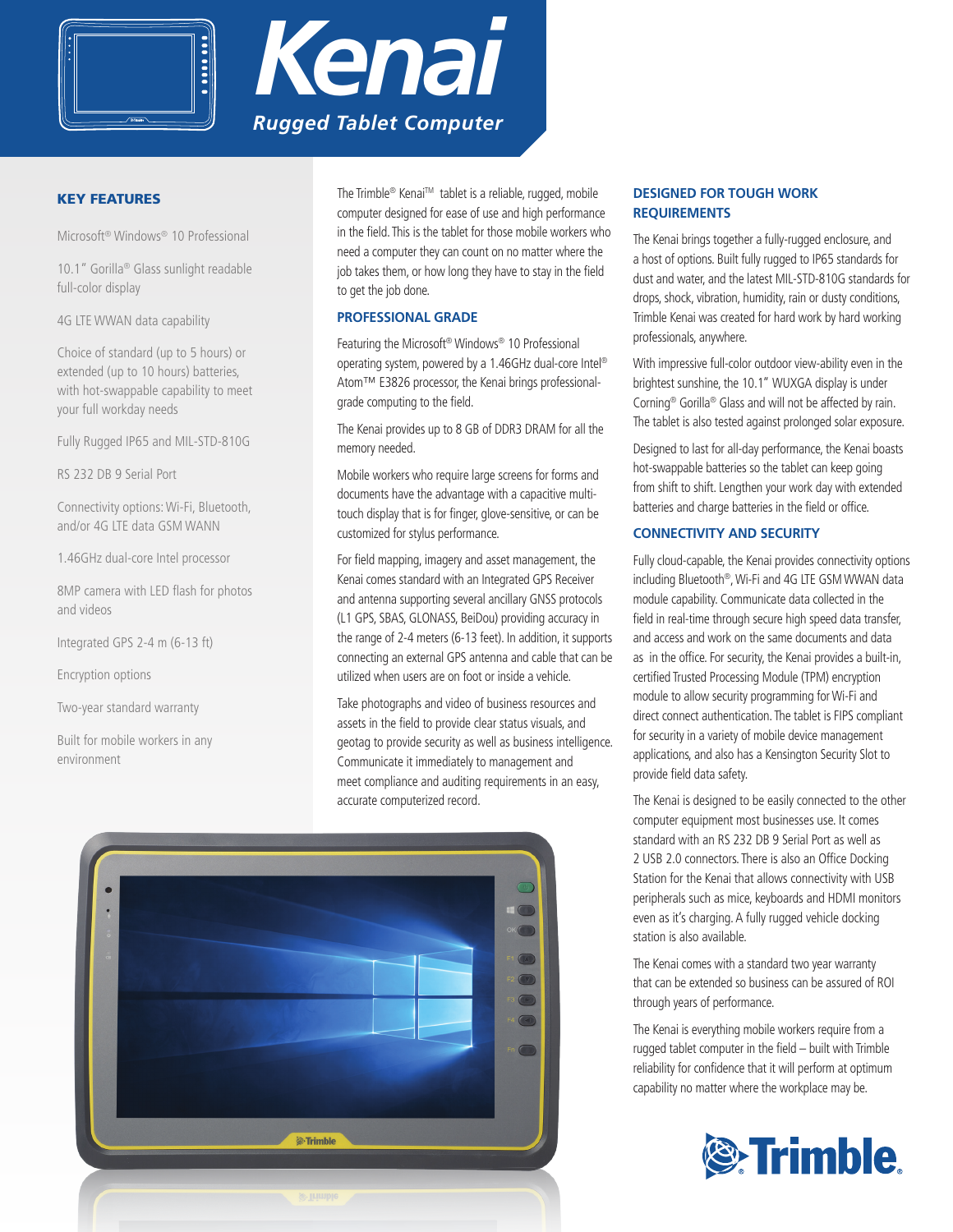# Kenai

*Rugged Tablet Computer*

## KEY FEATURES

Microsoft® Windows® 10 Professional

10.1" Gorilla® Glass sunlight readable full-color display

4G LTE WWAN data capability

Choice of standard (up to 5 hours) or extended (up to 10 hours) batteries, with hot-swappable capability to meet your full workday needs

Fully Rugged IP65 and MIL-STD-810G

RS 232 DB 9 Serial Port

Connectivity options: Wi-Fi, Bluetooth, and/or 4G LTE data GSM WANN

1.46GHz dual-core Intel processor

8MP camera with LED flash for photos and videos

Integrated GPS 2-4 m (6-13 ft)

Encryption options

Two-year standard warranty

Built for mobile workers in any environment

The Trimble® Kenai™ tablet is a reliable, rugged, mobile computer designed for ease of use and high performance in the field. This is the tablet for those mobile workers who need a computer they can count on no matter where the job takes them, or how long they have to stay in the field to get the job done.

### PROFESSIONAL GRADE

Featuring the Microsoft® Windows® 10 Professional operating system, powered by a 1.46GHz dual-core Intel® Atom™ E3826 processor, the Kenai brings professional-grade computing to the field.

The Kenai provides up to 8 GB of DDR3 DRAM for all the memory needed.

Mobile workers who require large screens for forms and documents have the advantage with a capacitive multi-touch display that is for finger, glove-sensitive, or can be customized for stylus performance.

For field mapping, imagery and asset management, the Kenai comes standard with an Integrated GPS Receiver and antenna supporting several ancillary GNSS protocols (L1 GPS, SBAS, GLONASS, BeiDou) providing accuracy in the range of 2-4 meters (6-13 feet). In addition, it supports connecting an external GPS antenna and cable that can be utilized when users are on foot or inside a vehicle.

Take photographs and video of business resources and assets in the field to provide clear status visuals, and geotag to provide security as well as business intelligence. Communicate it immediately to management and meet compliance and auditing requirements in an easy, accurate computerized record.

### DESIGNED FOR TOUGH WORK REQUIREMENTS

The Kenai brings together a fully-rugged enclosure, and a host of options. Built fully rugged to IP65 standards for dust and water, and the latest MIL-STD-810G standards for drops, shock, vibration, humidity, rain or dusty conditions, Trimble Kenai was created for hard work by hard working professionals, anywhere.

With impressive full-color outdoor view-ability even in the brightest sunshine, the 10.1" WUXGA display is under Corning® Gorilla® Glass and will not be affected by rain. The tablet is also tested against prolonged solar exposure.

Designed to last for all-day performance, the Kenai boasts hot-swappable batteries so the tablet can keep going from shift to shift. Lengthen your work day with extended batteries and charge batteries in the field or office.

### CONNECTIVITY AND SECURITY

Fully cloud-capable, the Kenai provides connectivity options including Bluetooth®, Wi-Fi and 4G LTE GSM WWAN data module capability. Communicate data collected in the field in real-time through secure high speed data transfer, and access and work on the same documents and data as in the office. For security, the Kenai provides a built-in, certified Trusted Processing Module (TPM) encryption module to allow security programming for Wi-Fi and direct connect authentication. The tablet is FIPS compliant for security in a variety of mobile device management applications, and also has a Kensington Security Slot to provide field data safety.

The Kenai is designed to be easily connected to the other computer equipment most businesses use. It comes standard with an RS 232 DB 9 Serial Port as well as 2 USB 2.0 connectors. There is also an Office Docking Station for the Kenai that allows connectivity with USB peripherals such as mice, keyboards and HDMI monitors even as it's charging. A fully rugged vehicle docking station is also available.

The Kenai comes with a standard two year warranty that can be extended so business can be assured of ROI through years of performance.

The Kenai is everything mobile workers require from a rugged tablet computer in the field – built with Trimble reliability for confidence that it will perform at optimum capability no matter where the workplace may be.

Trimble.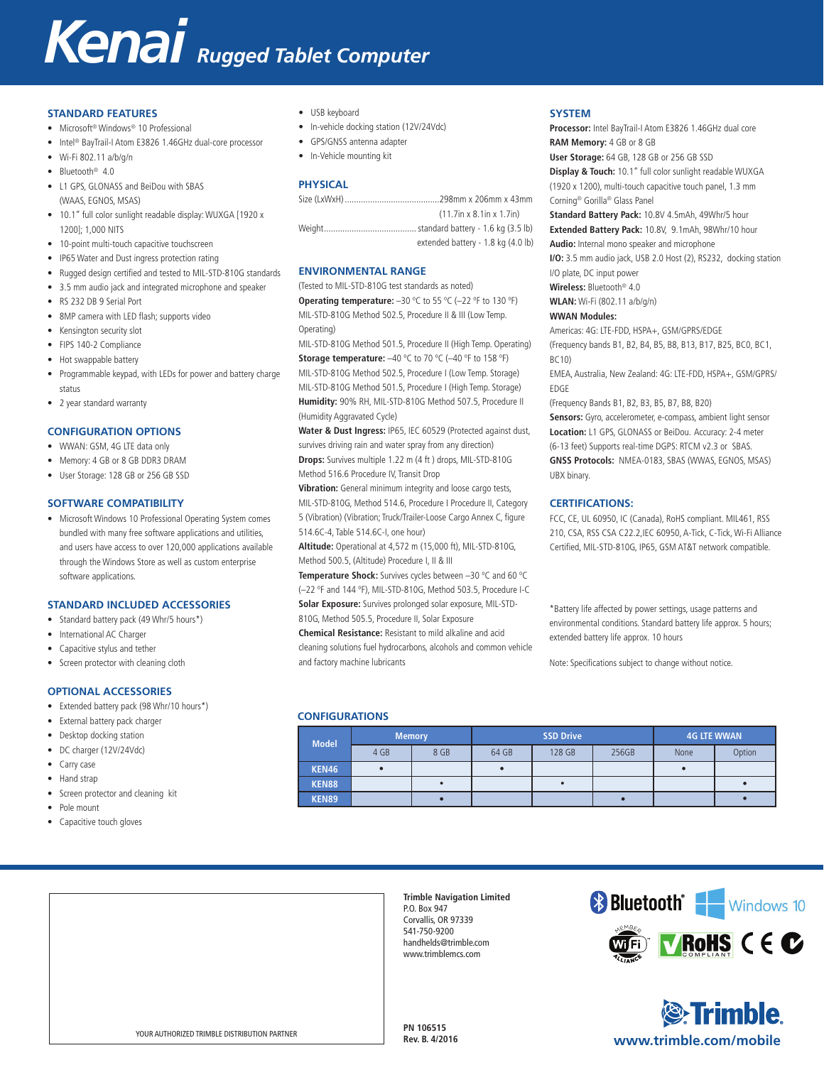# Kenai *Rugged Tablet Computer*

## STANDARD FEATURES

- Microsoft® Windows® 10 Professional
- Intel® BayTrail-I Atom E3826 1.46GHz dual-core processor
- Wi-Fi 802.11 a/b/g/n
- Bluetooth® 4.0
- L1 GPS, GLONASS and BeiDou with SBAS (WAAS, EGNOS, MSAS)
- 10.1" full color sunlight readable display: WUXGA [1920 x 1200]; 1,000 NITS
- 10-point multi-touch capacitive touchscreen
- IP65 Water and Dust ingress protection rating
- Rugged design certified and tested to MIL-STD-810G standards
- 3.5 mm audio jack and integrated microphone and speaker
- RS 232 DB 9 Serial Port
- 8MP camera with LED flash; supports video
- Kensington security slot
- FIPS 140-2 Compliance
- Hot swappable battery
- Programmable keypad, with LEDs for power and battery charge status
- 2 year standard warranty

## CONFIGURATION OPTIONS

- WWAN: GSM, 4G LTE data only
- Memory: 4 GB or 8 GB DDR3 DRAM
- User Storage: 128 GB or 256 GB SSD

## SOFTWARE COMPATIBILITY

- Microsoft Windows 10 Professional Operating System comes bundled with many free software applications and utilities, and users have access to over 120,000 applications available through the Windows Store as well as custom enterprise software applications.

## STANDARD INCLUDED ACCESSORIES

- Standard battery pack (49 Whr/5 hours*)
- International AC Charger
- Capacitive stylus and tether
- Screen protector with cleaning cloth

## OPTIONAL ACCESSORIES

- Extended battery pack (98 Whr/10 hours*)
- External battery pack charger
- Desktop docking station
- DC charger (12V/24Vdc)
- Carry case
- Hand strap
- Screen protector and cleaning kit
- Pole mount
- Capacitive touch gloves
- USB keyboard
- In-vehicle docking station (12V/24Vdc)
- GPS/GNSS antenna adapter
- In-Vehicle mounting kit

## PHYSICAL

Size (LxWxH)........................................298mm x 206mm x 43mm (11.7in x 8.1in x 1.7in)

Weight........................................standard battery - 1.6 kg (3.5 lb)
extended battery - 1.8 kg (4.0 lb)

## ENVIRONMENTAL RANGE

(Tested to MIL-STD-810G test standards as noted)

**Operating temperature:** –30 °C to 55 °C (–22 °F to 130 °F)
MIL-STD-810G Method 502.5, Procedure II & III (Low Temp. Operating)
MIL-STD-810G Method 501.5, Procedure II (High Temp. Operating)

**Storage temperature:** –40 °C to 70 °C (–40 °F to 158 °F)
MIL-STD-810G Method 502.5, Procedure I (Low Temp. Storage)
MIL-STD-810G Method 501.5, Procedure I (High Temp. Storage)

**Humidity:** 90% RH, MIL-STD-810G Method 507.5, Procedure II (Humidity Aggravated Cycle)

**Water & Dust Ingress:** IP65, IEC 60529 (Protected against dust, survives driving rain and water spray from any direction)

**Drops:** Survives multiple 1.22 m (4 ft ) drops, MIL-STD-810G Method 516.6 Procedure IV, Transit Drop

**Vibration:** General minimum integrity and loose cargo tests, MIL-STD-810G, Method 514.6, Procedure I Procedure II, Category 5 (Vibration) (Vibration; Truck/Trailer-Loose Cargo Annex C, figure 514.6C-4, Table 514.6C-I, one hour)

**Altitude:** Operational at 4,572 m (15,000 ft), MIL-STD-810G, Method 500.5, (Altitude) Procedure I, II & III

**Temperature Shock:** Survives cycles between –30 °C and 60 °C (–22 °F and 144 °F), MIL-STD-810G, Method 503.5, Procedure I-C

**Solar Exposure:** Survives prolonged solar exposure, MIL-STD-810G, Method 505.5, Procedure II, Solar Exposure

**Chemical Resistance:** Resistant to mild alkaline and acid cleaning solutions fuel hydrocarbons, alcohols and common vehicle and factory machine lubricants

## SYSTEM

**Processor:** Intel BayTrail-I Atom E3826 1.46GHz dual core

**RAM Memory:** 4 GB or 8 GB

**User Storage:** 64 GB, 128 GB or 256 GB SSD

**Display & Touch:** 10.1" full color sunlight readable WUXGA (1920 x 1200), multi-touch capacitive touch panel, 1.3 mm Corning® Gorilla® Glass Panel

**Standard Battery Pack:** 10.8V 4.5mAh, 49Whr/5 hour

**Extended Battery Pack:** 10.8V, 9.1mAh, 98Whr/10 hour

**Audio:** Internal mono speaker and microphone

**I/O:** 3.5 mm audio jack, USB 2.0 Host (2), RS232, docking station I/O plate, DC input power

**Wireless:** Bluetooth® 4.0

**WLAN:** Wi-Fi (802.11 a/b/g/n)

**WWAN Modules:**
Americas: 4G: LTE-FDD, HSPA+, GSM/GPRS/EDGE
(Frequency bands B1, B2, B4, B5, B8, B13, B17, B25, BC0, BC1, BC10)
EMEA, Australia, New Zealand: 4G: LTE-FDD, HSPA+, GSM/GPRS/EDGE
(Frequency Bands B1, B2, B3, B5, B7, B8, B20)

**Sensors:** Gyro, accelerometer, e-compass, ambient light sensor

**Location:** L1 GPS, GLONASS or BeiDou. Accuracy: 2-4 meter (6-13 feet) Supports real-time DGPS: RTCM v2.3 or SBAS.

**GNSS Protocols:** NMEA-0183, SBAS (WWAS, EGNOS, MSAS) UBX binary.

## CERTIFICATIONS:

FCC, CE, UL 60950, IC (Canada), RoHS compliant. MIL461, RSS 210, CSA, RSS CSA C22.2,IEC 60950, A-Tick, C-Tick, Wi-Fi Alliance Certified, MIL-STD-810G, IP65, GSM AT&T network compatible.

*Battery life affected by power settings, usage patterns and environmental conditions. Standard battery life approx. 5 hours; extended battery life approx. 10 hours

Note: Specifications subject to change without notice.

## CONFIGURATIONS

| Model | Memory | | SSD Drive | | | 4G LTE WWAN | |
|---|---|---|---|---|---|---|---|
| | 4 GB | 8 GB | 64 GB | 128 GB | 256GB | None | Option |
| KEN46 | • | | • | | | • | |
| KEN88 | | • | | • | | | • |
| KEN89 | | • | | | • | | • |

YOUR AUTHORIZED TRIMBLE DISTRIBUTION PARTNER

**Trimble Navigation Limited**
P.O. Box 947
Corvallis, OR 97339
541-750-9200
handhelds@trimble.com
www.trimblemcs.com

**PN 106515**
**Rev. B. 4/2016**

Bluetooth® Windows 10

Trimble
www.trimble.com/mobile